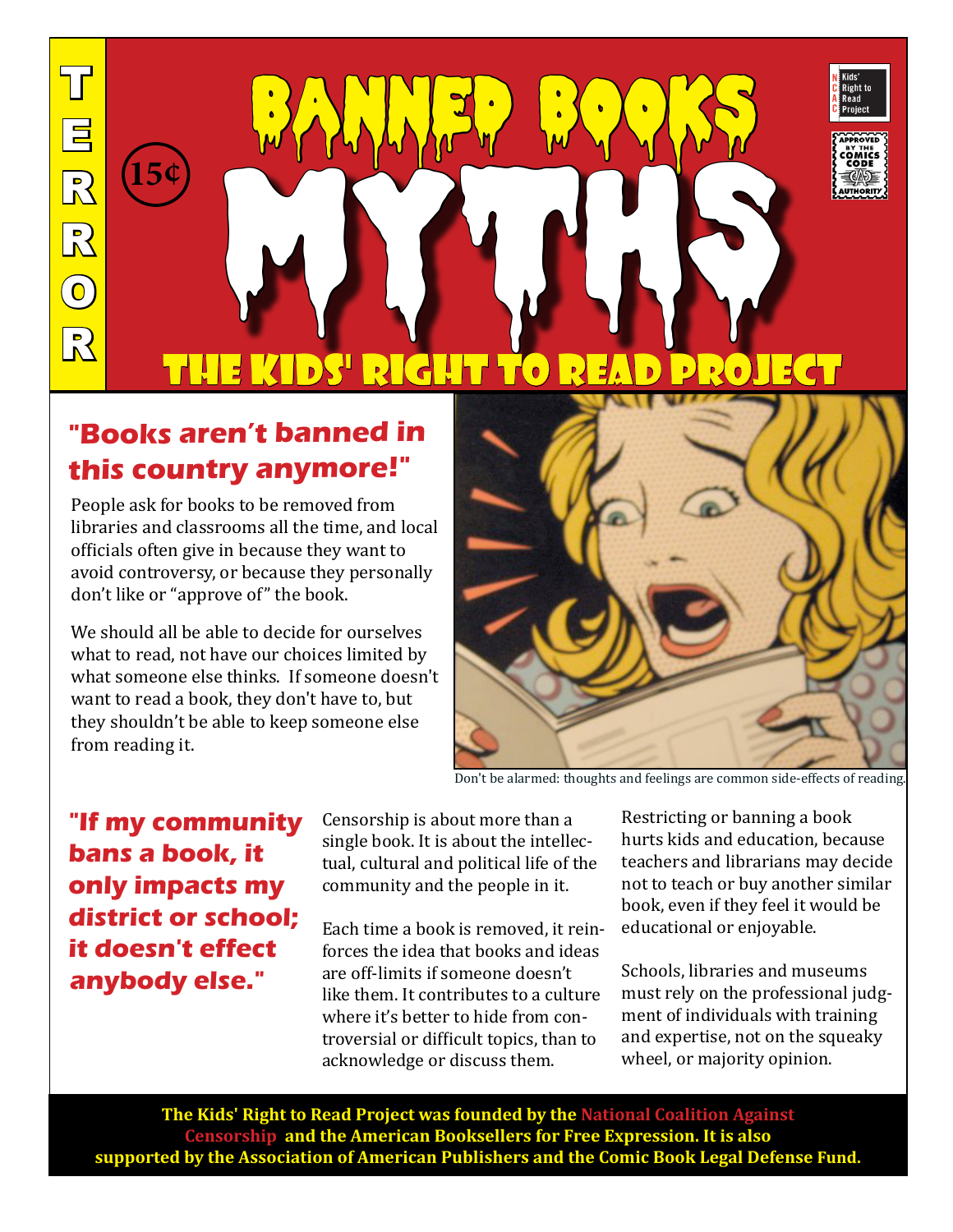TERROR

15¢

# BANNED BOOKS MYTHS

## THE KIDS' RIGHT TO READ PROJECT

Kids' Right to Read Project

APPROVED BY THE COMICS CODE AUTHORITY

### "Books aren't banned in this country anymore!"

People ask for books to be removed from libraries and classrooms all the time, and local officials often give in because they want to avoid controversy, or because they personally don't like or "approve of" the book.

We should all be able to decide for ourselves what to read, not have our choices limited by what someone else thinks. If someone doesn't want to read a book, they don't have to, but they shouldn't be able to keep someone else from reading it.

Don't be alarmed: thoughts and feelings are common side-effects of reading.

### "If my community bans a book, it only impacts my district or school; it doesn't effect anybody else."

Censorship is about more than a single book. It is about the intellectual, cultural and political life of the community and the people in it.

Each time a book is removed, it reinforces the idea that books and ideas are off-limits if someone doesn't like them. It contributes to a culture where it's better to hide from controversial or difficult topics, than to acknowledge or discuss them.

Restricting or banning a book hurts kids and education, because teachers and librarians may decide not to teach or buy another similar book, even if they feel it would be educational or enjoyable.

Schools, libraries and museums must rely on the professional judgment of individuals with training and expertise, not on the squeaky wheel, or majority opinion.

**The Kids' Right to Read Project was founded by the National Coalition Against Censorship and the American Booksellers for Free Expression. It is also supported by the Association of American Publishers and the Comic Book Legal Defense Fund.**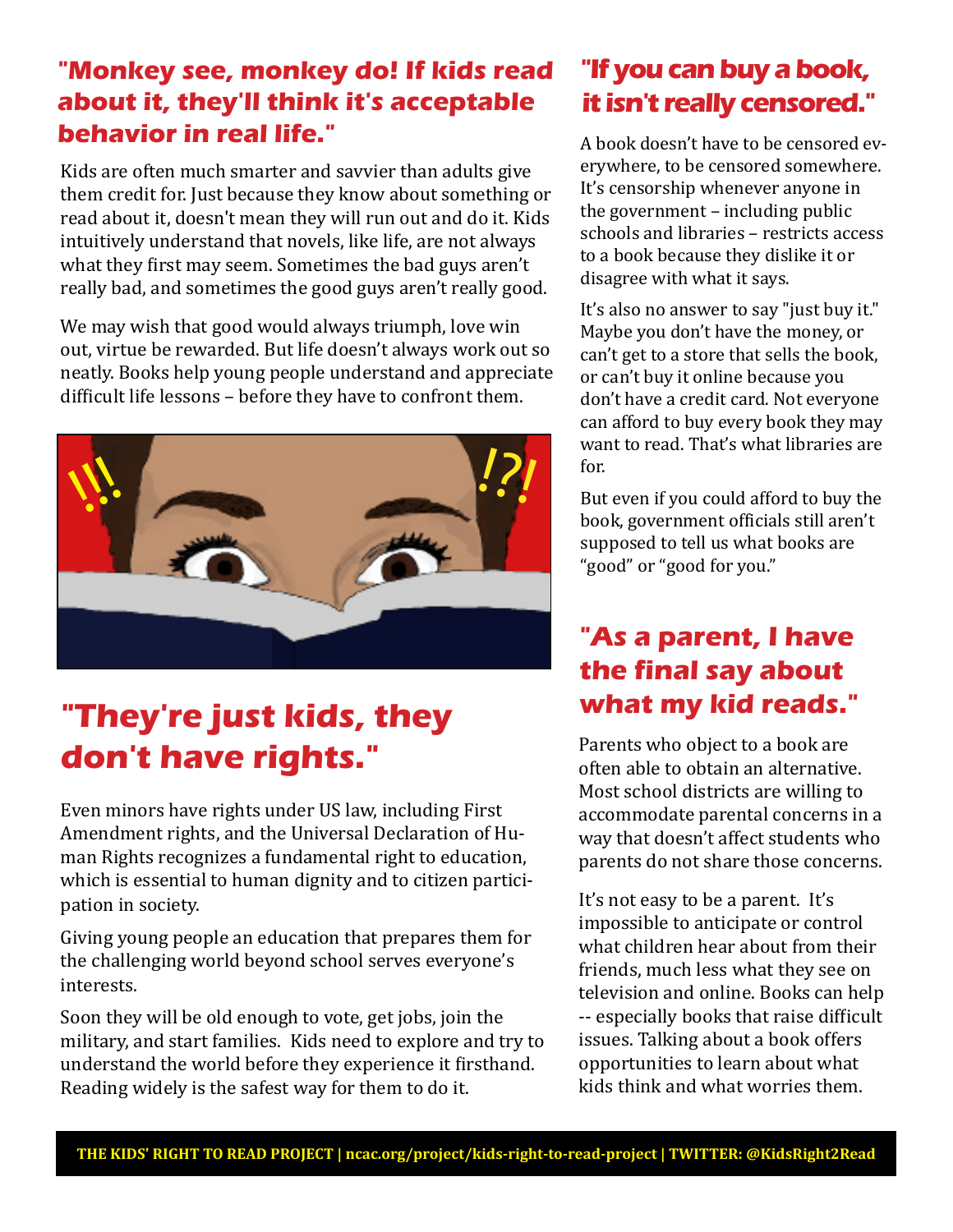## "Monkey see, monkey do! If kids read about it, they'll think it's acceptable behavior in real life."

Kids are often much smarter and savvier than adults give them credit for. Just because they know about something or read about it, doesn't mean they will run out and do it. Kids intuitively understand that novels, like life, are not always what they first may seem. Sometimes the bad guys aren't really bad, and sometimes the good guys aren't really good.

We may wish that good would always triumph, love win out, virtue be rewarded. But life doesn't always work out so neatly. Books help young people understand and appreciate difficult life lessons – before they have to confront them.

## "They're just kids, they don't have rights."

Even minors have rights under US law, including First Amendment rights, and the Universal Declaration of Human Rights recognizes a fundamental right to education, which is essential to human dignity and to citizen participation in society.

Giving young people an education that prepares them for the challenging world beyond school serves everyone's interests.

Soon they will be old enough to vote, get jobs, join the military, and start families. Kids need to explore and try to understand the world before they experience it firsthand. Reading widely is the safest way for them to do it.

## "If you can buy a book, it isn't really censored."

A book doesn't have to be censored everywhere, to be censored somewhere. It's censorship whenever anyone in the government – including public schools and libraries – restricts access to a book because they dislike it or disagree with what it says.

It's also no answer to say "just buy it." Maybe you don't have the money, or can't get to a store that sells the book, or can't buy it online because you don't have a credit card. Not everyone can afford to buy every book they may want to read. That's what libraries are for.

But even if you could afford to buy the book, government officials still aren't supposed to tell us what books are "good" or "good for you."

## "As a parent, I have the final say about what my kid reads."

Parents who object to a book are often able to obtain an alternative. Most school districts are willing to accommodate parental concerns in a way that doesn't affect students who parents do not share those concerns.

It's not easy to be a parent. It's impossible to anticipate or control what children hear about from their friends, much less what they see on television and online. Books can help -- especially books that raise difficult issues. Talking about a book offers opportunities to learn about what kids think and what worries them.

**THE KIDS' RIGHT TO READ PROJECT | ncac.org/project/kids-right-to-read-project | TWITTER: @KidsRight2Read**